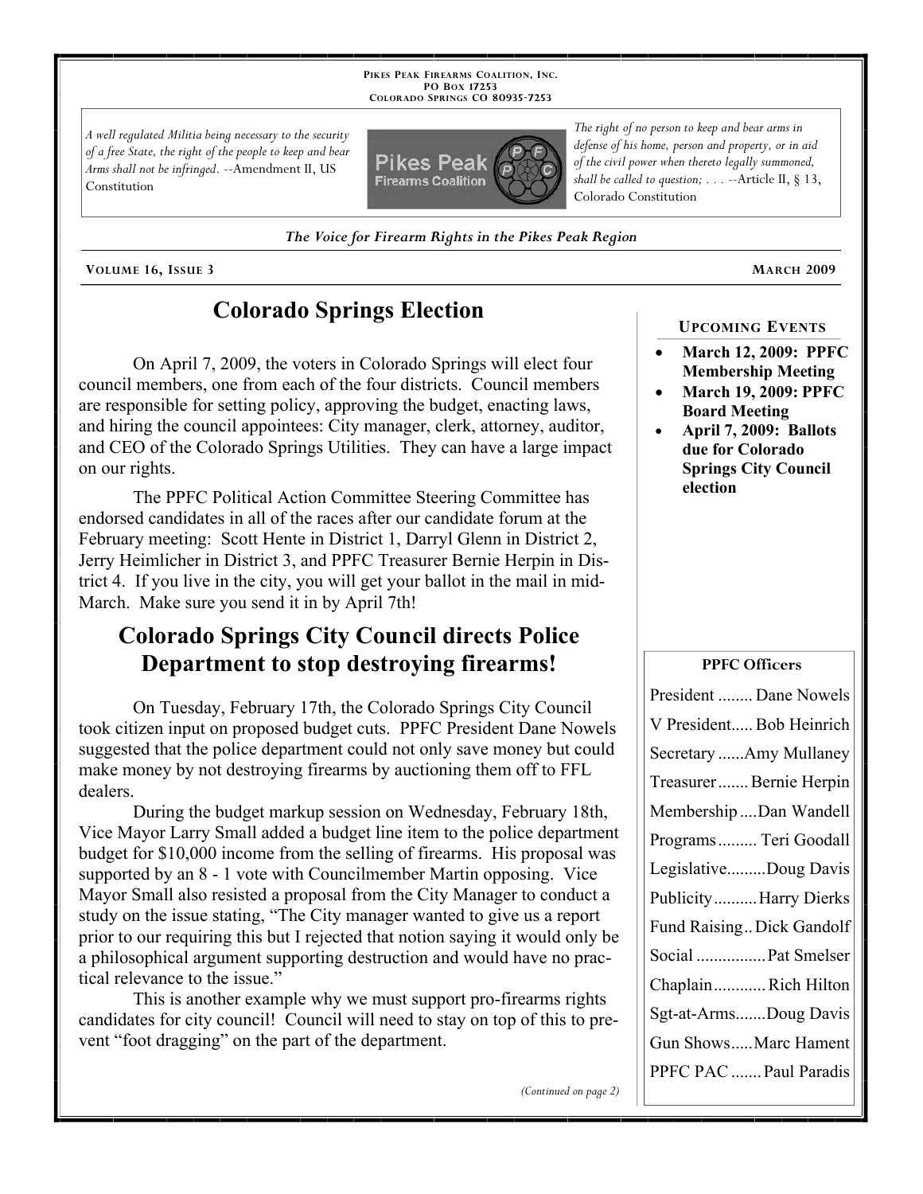PIKES PEAK FIREARMS COALITION, INC.
PO BOX 17253
COLORADO SPRINGS CO 80935-7253

*A well regulated Militia being necessary to the security of a free State, the right of the people to keep and bear Arms shall not be infringed.* --Amendment II, US Constitution

*The right of no person to keep and bear arms in defense of his home, person and property, or in aid of the civil power when thereto legally summoned, shall be called to question; . . .* --Article II, § 13, Colorado Constitution

*The Voice for Firearm Rights in the Pikes Peak Region*

VOLUME 16, ISSUE 3 — MARCH 2009

## Colorado Springs Election

On April 7, 2009, the voters in Colorado Springs will elect four council members, one from each of the four districts. Council members are responsible for setting policy, approving the budget, enacting laws, and hiring the council appointees: City manager, clerk, attorney, auditor, and CEO of the Colorado Springs Utilities. They can have a large impact on our rights.

The PPFC Political Action Committee Steering Committee has endorsed candidates in all of the races after our candidate forum at the February meeting: Scott Hente in District 1, Darryl Glenn in District 2, Jerry Heimlicher in District 3, and PPFC Treasurer Bernie Herpin in District 4. If you live in the city, you will get your ballot in the mail in mid-March. Make sure you send it in by April 7th!

## Colorado Springs City Council directs Police Department to stop destroying firearms!

On Tuesday, February 17th, the Colorado Springs City Council took citizen input on proposed budget cuts. PPFC President Dane Nowels suggested that the police department could not only save money but could make money by not destroying firearms by auctioning them off to FFL dealers.

During the budget markup session on Wednesday, February 18th, Vice Mayor Larry Small added a budget line item to the police department budget for $10,000 income from the selling of firearms. His proposal was supported by an 8 - 1 vote with Councilmember Martin opposing. Vice Mayor Small also resisted a proposal from the City Manager to conduct a study on the issue stating, "The City manager wanted to give us a report prior to our requiring this but I rejected that notion saying it would only be a philosophical argument supporting destruction and would have no practical relevance to the issue."

This is another example why we must support pro-firearms rights candidates for city council! Council will need to stay on top of this to prevent "foot dragging" on the part of the department.

*(Continued on page 2)*

### UPCOMING EVENTS

- **March 12, 2009: PPFC Membership Meeting**
- **March 19, 2009: PPFC Board Meeting**
- **April 7, 2009: Ballots due for Colorado Springs City Council election**

### PPFC Officers

| Position | Name |
|---|---|
| President | Dane Nowels |
| V President | Bob Heinrich |
| Secretary | Amy Mullaney |
| Treasurer | Bernie Herpin |
| Membership | Dan Wandell |
| Programs | Teri Goodall |
| Legislative | Doug Davis |
| Publicity | Harry Dierks |
| Fund Raising | Dick Gandolf |
| Social | Pat Smelser |
| Chaplain | Rich Hilton |
| Sgt-at-Arms | Doug Davis |
| Gun Shows | Marc Hament |
| PPFC PAC | Paul Paradis |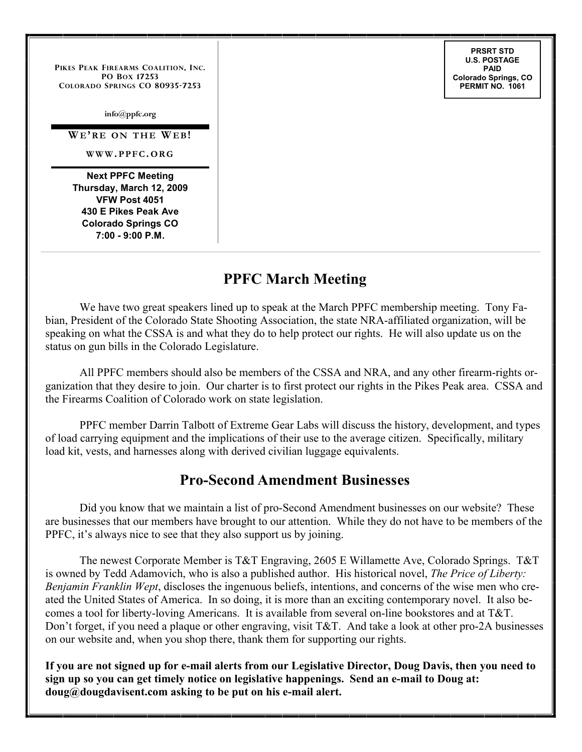PIKES PEAK FIREARMS COALITION, INC.
PO BOX 17253
COLORADO SPRINGS CO 80935-7253

info@ppfc.org

**WE'RE ON THE WEB!**

**WWW.PPFC.ORG**

**Next PPFC Meeting**
**Thursday, March 12, 2009**
**VFW Post 4051**
**430 E Pikes Peak Ave**
**Colorado Springs CO**
**7:00 - 9:00 P.M.**

PRSRT STD
U.S. POSTAGE
PAID
Colorado Springs, CO
PERMIT NO. 1061

## PPFC March Meeting

We have two great speakers lined up to speak at the March PPFC membership meeting. Tony Fabian, President of the Colorado State Shooting Association, the state NRA-affiliated organization, will be speaking on what the CSSA is and what they do to help protect our rights. He will also update us on the status on gun bills in the Colorado Legislature.

All PPFC members should also be members of the CSSA and NRA, and any other firearm-rights organization that they desire to join. Our charter is to first protect our rights in the Pikes Peak area. CSSA and the Firearms Coalition of Colorado work on state legislation.

PPFC member Darrin Talbott of Extreme Gear Labs will discuss the history, development, and types of load carrying equipment and the implications of their use to the average citizen. Specifically, military load kit, vests, and harnesses along with derived civilian luggage equivalents.

## Pro-Second Amendment Businesses

Did you know that we maintain a list of pro-Second Amendment businesses on our website? These are businesses that our members have brought to our attention. While they do not have to be members of the PPFC, it's always nice to see that they also support us by joining.

The newest Corporate Member is T&T Engraving, 2605 E Willamette Ave, Colorado Springs. T&T is owned by Tedd Adamovich, who is also a published author. His historical novel, *The Price of Liberty: Benjamin Franklin Wept*, discloses the ingenuous beliefs, intentions, and concerns of the wise men who created the United States of America. In so doing, it is more than an exciting contemporary novel. It also becomes a tool for liberty-loving Americans. It is available from several on-line bookstores and at T&T. Don't forget, if you need a plaque or other engraving, visit T&T. And take a look at other pro-2A businesses on our website and, when you shop there, thank them for supporting our rights.

**If you are not signed up for e-mail alerts from our Legislative Director, Doug Davis, then you need to sign up so you can get timely notice on legislative happenings. Send an e-mail to Doug at: doug@dougdavisent.com asking to be put on his e-mail alert.**